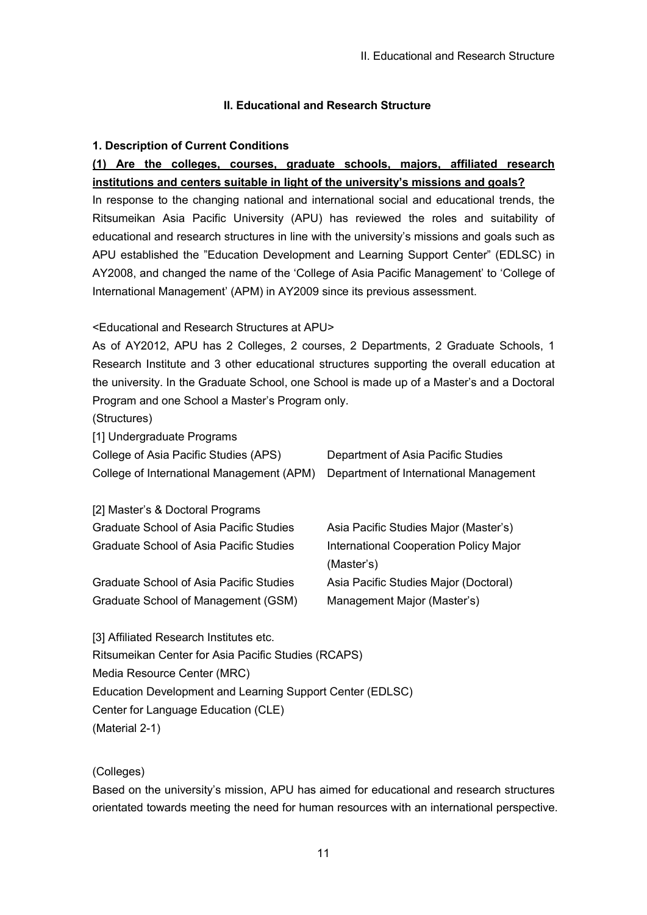## II. Educational and Research Structure

### 1. Description of Current Conditions

**(1) Are the colleges, courses, graduate schools, majors, affiliated research institutions and centers suitable in light of the university's missions and goals?**

In response to the changing national and international social and educational trends, the Ritsumeikan Asia Pacific University (APU) has reviewed the roles and suitability of educational and research structures in line with the university's missions and goals such as APU established the "Education Development and Learning Support Center" (EDLSC) in AY2008, and changed the name of the 'College of Asia Pacific Management' to 'College of International Management' (APM) in AY2009 since its previous assessment.

<Educational and Research Structures at APU>

As of AY2012, APU has 2 Colleges, 2 courses, 2 Departments, 2 Graduate Schools, 1 Research Institute and 3 other educational structures supporting the overall education at the university. In the Graduate School, one School is made up of a Master's and a Doctoral Program and one School a Master's Program only.

(Structures)

[1] Undergraduate Programs

| | |
|---|---|
| College of Asia Pacific Studies (APS) | Department of Asia Pacific Studies |
| College of International Management (APM) | Department of International Management |

[2] Master's & Doctoral Programs

| | |
|---|---|
| Graduate School of Asia Pacific Studies | Asia Pacific Studies Major (Master's) |
| Graduate School of Asia Pacific Studies | International Cooperation Policy Major (Master's) |
| Graduate School of Asia Pacific Studies | Asia Pacific Studies Major (Doctoral) |
| Graduate School of Management (GSM) | Management Major (Master's) |

[3] Affiliated Research Institutes etc.

Ritsumeikan Center for Asia Pacific Studies (RCAPS)
Media Resource Center (MRC)
Education Development and Learning Support Center (EDLSC)
Center for Language Education (CLE)
(Material 2-1)

(Colleges)

Based on the university's mission, APU has aimed for educational and research structures orientated towards meeting the need for human resources with an international perspective.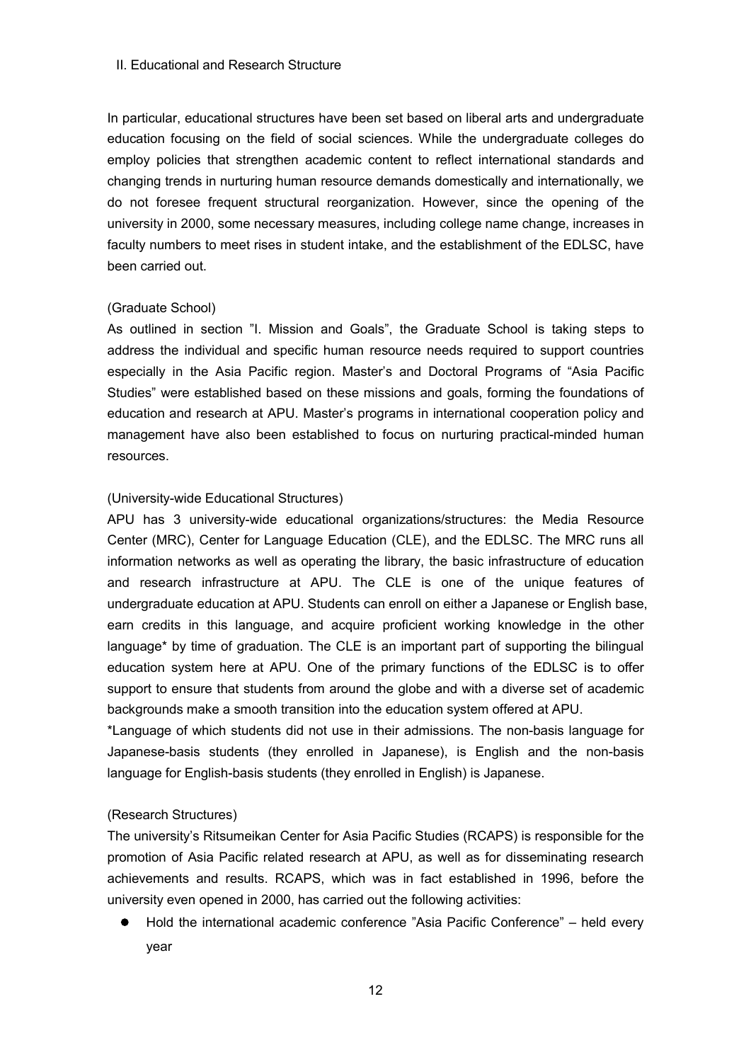## II. Educational and Research Structure

In particular, educational structures have been set based on liberal arts and undergraduate education focusing on the field of social sciences. While the undergraduate colleges do employ policies that strengthen academic content to reflect international standards and changing trends in nurturing human resource demands domestically and internationally, we do not foresee frequent structural reorganization. However, since the opening of the university in 2000, some necessary measures, including college name change, increases in faculty numbers to meet rises in student intake, and the establishment of the EDLSC, have been carried out.

(Graduate School)

As outlined in section "I. Mission and Goals", the Graduate School is taking steps to address the individual and specific human resource needs required to support countries especially in the Asia Pacific region. Master's and Doctoral Programs of "Asia Pacific Studies" were established based on these missions and goals, forming the foundations of education and research at APU. Master's programs in international cooperation policy and management have also been established to focus on nurturing practical-minded human resources.

(University-wide Educational Structures)

APU has 3 university-wide educational organizations/structures: the Media Resource Center (MRC), Center for Language Education (CLE), and the EDLSC. The MRC runs all information networks as well as operating the library, the basic infrastructure of education and research infrastructure at APU. The CLE is one of the unique features of undergraduate education at APU. Students can enroll on either a Japanese or English base, earn credits in this language, and acquire proficient working knowledge in the other language* by time of graduation. The CLE is an important part of supporting the bilingual education system here at APU. One of the primary functions of the EDLSC is to offer support to ensure that students from around the globe and with a diverse set of academic backgrounds make a smooth transition into the education system offered at APU.

*Language of which students did not use in their admissions. The non-basis language for Japanese-basis students (they enrolled in Japanese), is English and the non-basis language for English-basis students (they enrolled in English) is Japanese.

(Research Structures)

The university's Ritsumeikan Center for Asia Pacific Studies (RCAPS) is responsible for the promotion of Asia Pacific related research at APU, as well as for disseminating research achievements and results. RCAPS, which was in fact established in 1996, before the university even opened in 2000, has carried out the following activities:

- Hold the international academic conference "Asia Pacific Conference" – held every year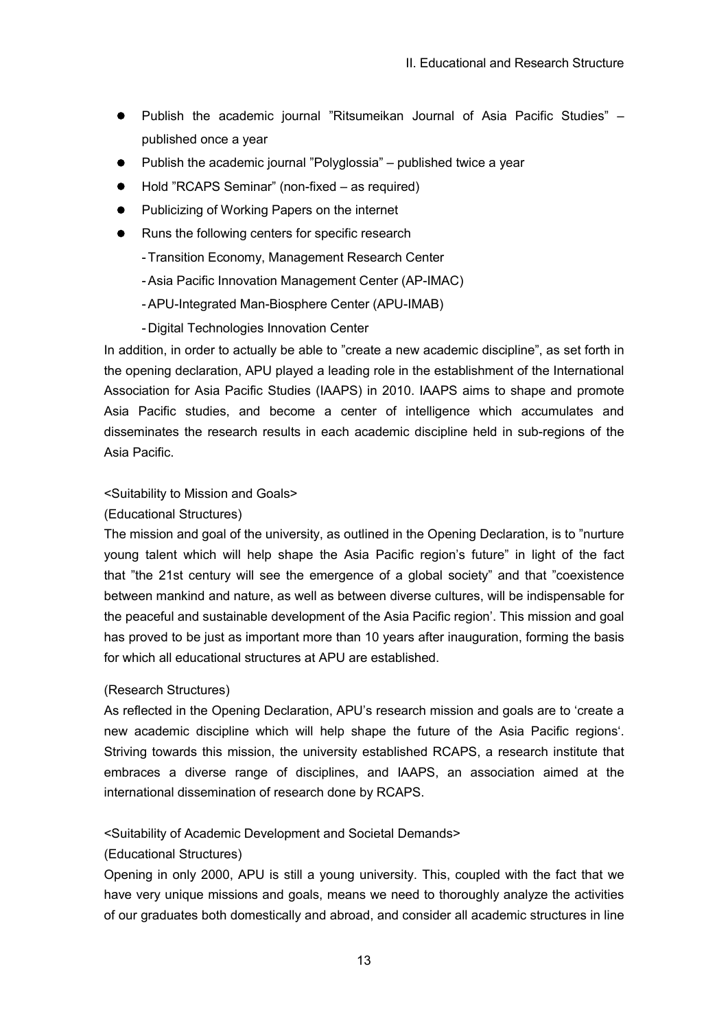- Publish the academic journal ”Ritsumeikan Journal of Asia Pacific Studies” – published once a year
- Publish the academic journal ”Polyglossia” – published twice a year
- Hold ”RCAPS Seminar” (non-fixed – as required)
- Publicizing of Working Papers on the internet
- Runs the following centers for specific research
  - Transition Economy, Management Research Center
  - Asia Pacific Innovation Management Center (AP-IMAC)
  - APU-Integrated Man-Biosphere Center (APU-IMAB)
  - Digital Technologies Innovation Center

In addition, in order to actually be able to ”create a new academic discipline”, as set forth in the opening declaration, APU played a leading role in the establishment of the International Association for Asia Pacific Studies (IAAPS) in 2010. IAAPS aims to shape and promote Asia Pacific studies, and become a center of intelligence which accumulates and disseminates the research results in each academic discipline held in sub-regions of the Asia Pacific.

<Suitability to Mission and Goals>

(Educational Structures)

The mission and goal of the university, as outlined in the Opening Declaration, is to ”nurture young talent which will help shape the Asia Pacific region's future” in light of the fact that ”the 21st century will see the emergence of a global society” and that ”coexistence between mankind and nature, as well as between diverse cultures, will be indispensable for the peaceful and sustainable development of the Asia Pacific region'. This mission and goal has proved to be just as important more than 10 years after inauguration, forming the basis for which all educational structures at APU are established.

(Research Structures)

As reflected in the Opening Declaration, APU's research mission and goals are to 'create a new academic discipline which will help shape the future of the Asia Pacific regions'. Striving towards this mission, the university established RCAPS, a research institute that embraces a diverse range of disciplines, and IAAPS, an association aimed at the international dissemination of research done by RCAPS.

<Suitability of Academic Development and Societal Demands>

(Educational Structures)

Opening in only 2000, APU is still a young university. This, coupled with the fact that we have very unique missions and goals, means we need to thoroughly analyze the activities of our graduates both domestically and abroad, and consider all academic structures in line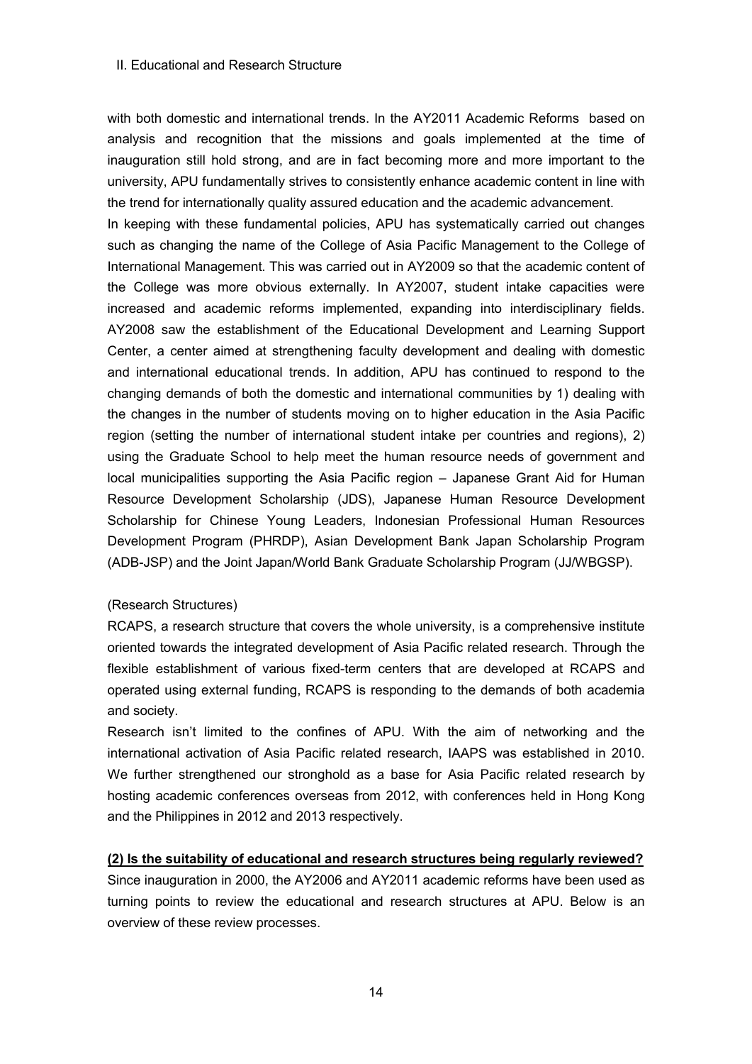with both domestic and international trends. In the AY2011 Academic Reforms based on analysis and recognition that the missions and goals implemented at the time of inauguration still hold strong, and are in fact becoming more and more important to the university, APU fundamentally strives to consistently enhance academic content in line with the trend for internationally quality assured education and the academic advancement.

In keeping with these fundamental policies, APU has systematically carried out changes such as changing the name of the College of Asia Pacific Management to the College of International Management. This was carried out in AY2009 so that the academic content of the College was more obvious externally. In AY2007, student intake capacities were increased and academic reforms implemented, expanding into interdisciplinary fields. AY2008 saw the establishment of the Educational Development and Learning Support Center, a center aimed at strengthening faculty development and dealing with domestic and international educational trends. In addition, APU has continued to respond to the changing demands of both the domestic and international communities by 1) dealing with the changes in the number of students moving on to higher education in the Asia Pacific region (setting the number of international student intake per countries and regions), 2) using the Graduate School to help meet the human resource needs of government and local municipalities supporting the Asia Pacific region – Japanese Grant Aid for Human Resource Development Scholarship (JDS), Japanese Human Resource Development Scholarship for Chinese Young Leaders, Indonesian Professional Human Resources Development Program (PHRDP), Asian Development Bank Japan Scholarship Program (ADB-JSP) and the Joint Japan/World Bank Graduate Scholarship Program (JJ/WBGSP).

(Research Structures)

RCAPS, a research structure that covers the whole university, is a comprehensive institute oriented towards the integrated development of Asia Pacific related research. Through the flexible establishment of various fixed-term centers that are developed at RCAPS and operated using external funding, RCAPS is responding to the demands of both academia and society.

Research isn't limited to the confines of APU. With the aim of networking and the international activation of Asia Pacific related research, IAAPS was established in 2010. We further strengthened our stronghold as a base for Asia Pacific related research by hosting academic conferences overseas from 2012, with conferences held in Hong Kong and the Philippines in 2012 and 2013 respectively.

**(2) Is the suitability of educational and research structures being regularly reviewed?**

Since inauguration in 2000, the AY2006 and AY2011 academic reforms have been used as turning points to review the educational and research structures at APU. Below is an overview of these review processes.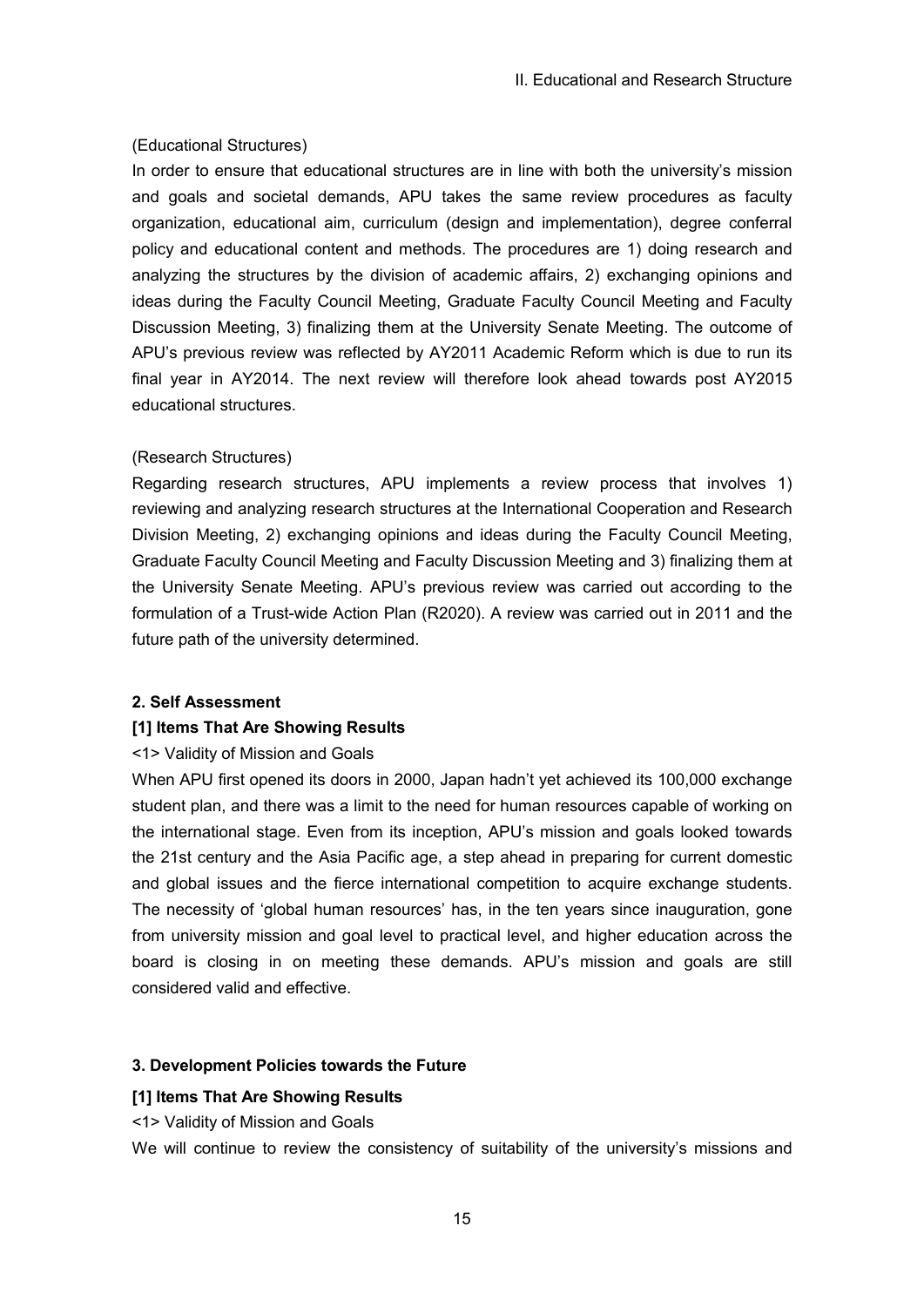(Educational Structures)

In order to ensure that educational structures are in line with both the university's mission and goals and societal demands, APU takes the same review procedures as faculty organization, educational aim, curriculum (design and implementation), degree conferral policy and educational content and methods. The procedures are 1) doing research and analyzing the structures by the division of academic affairs, 2) exchanging opinions and ideas during the Faculty Council Meeting, Graduate Faculty Council Meeting and Faculty Discussion Meeting, 3) finalizing them at the University Senate Meeting. The outcome of APU's previous review was reflected by AY2011 Academic Reform which is due to run its final year in AY2014. The next review will therefore look ahead towards post AY2015 educational structures.

(Research Structures)

Regarding research structures, APU implements a review process that involves 1) reviewing and analyzing research structures at the International Cooperation and Research Division Meeting, 2) exchanging opinions and ideas during the Faculty Council Meeting, Graduate Faculty Council Meeting and Faculty Discussion Meeting and 3) finalizing them at the University Senate Meeting. APU's previous review was carried out according to the formulation of a Trust-wide Action Plan (R2020). A review was carried out in 2011 and the future path of the university determined.

### 2. Self Assessment

#### [1] Items That Are Showing Results

<1> Validity of Mission and Goals

When APU first opened its doors in 2000, Japan hadn't yet achieved its 100,000 exchange student plan, and there was a limit to the need for human resources capable of working on the international stage. Even from its inception, APU's mission and goals looked towards the 21st century and the Asia Pacific age, a step ahead in preparing for current domestic and global issues and the fierce international competition to acquire exchange students. The necessity of 'global human resources' has, in the ten years since inauguration, gone from university mission and goal level to practical level, and higher education across the board is closing in on meeting these demands. APU's mission and goals are still considered valid and effective.

### 3. Development Policies towards the Future

#### [1] Items That Are Showing Results

<1> Validity of Mission and Goals

We will continue to review the consistency of suitability of the university's missions and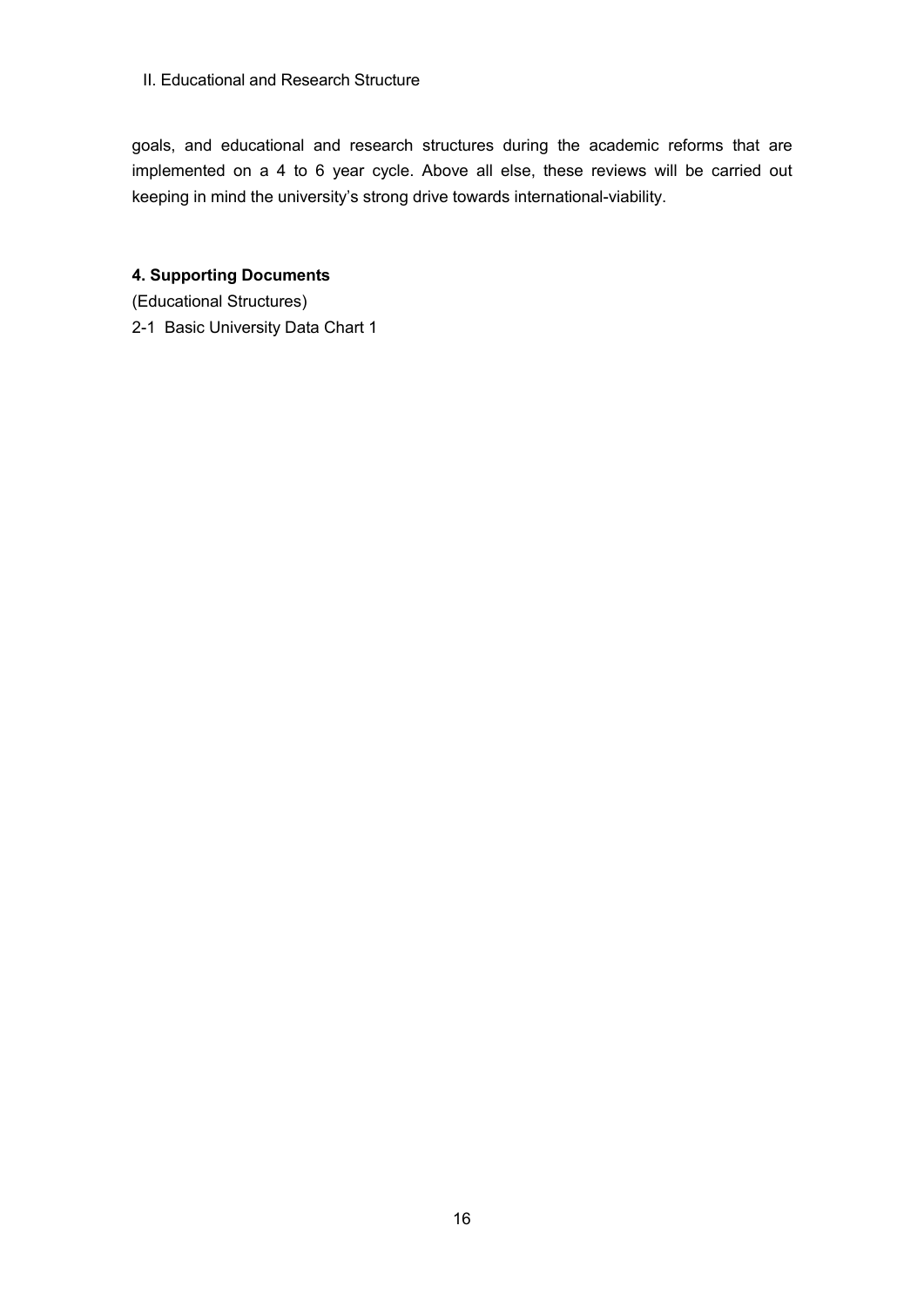goals, and educational and research structures during the academic reforms that are implemented on a 4 to 6 year cycle. Above all else, these reviews will be carried out keeping in mind the university's strong drive towards international-viability.

### 4. Supporting Documents

(Educational Structures)

2-1 Basic University Data Chart 1